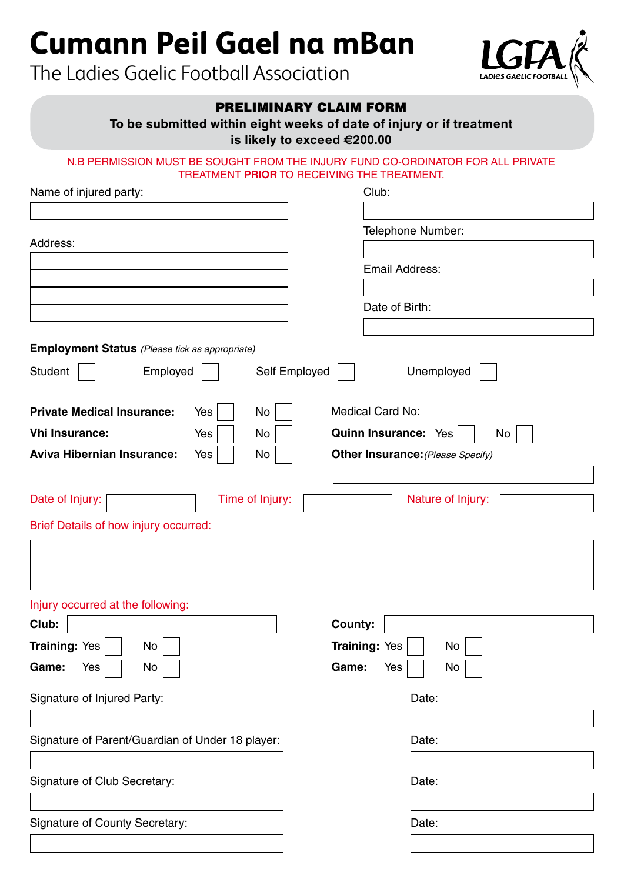# Cumann Peil Gael na mBan

The Ladies Gaelic Football Association

LGFA LADIES GAELIC FOOTBALL

## PRELIMINARY CLAIM FORM

**To be submitted within eight weeks of date of injury or if treatment is likely to exceed €200.00**

N.B PERMISSION MUST BE SOUGHT FROM THE INJURY FUND CO-ORDINATOR FOR ALL PRIVATE TREATMENT **PRIOR** TO RECEIVING THE TREATMENT.

Name of injured party: ____________________

Club: ____________________

Address: ____________________

Telephone Number: ____________________

Email Address: ____________________

Date of Birth: ____________________

**Employment Status** *(Please tick as appropriate)*

Student ☐ Employed ☐ Self Employed ☐ Unemployed ☐

**Private Medical Insurance:** Yes ☐ No ☐

Medical Card No:

**Vhi Insurance:** Yes ☐ No ☐

**Quinn Insurance:** Yes ☐ No ☐

**Aviva Hibernian Insurance:** Yes ☐ No ☐

**Other Insurance:** *(Please Specify)* ____________________

Date of Injury: __________ Time of Injury: __________ Nature of Injury: __________

Brief Details of how injury occurred:

____________________

Injury occurred at the following:

**Club:** ____________________

**Training:** Yes ☐ No ☐

**Game:** Yes ☐ No ☐

**County:** ____________________

**Training:** Yes ☐ No ☐

**Game:** Yes ☐ No ☐

Signature of Injured Party: ____________________ Date: __________

Signature of Parent/Guardian of Under 18 player: ____________________ Date: __________

Signature of Club Secretary: ____________________ Date: __________

Signature of County Secretary: ____________________ Date: __________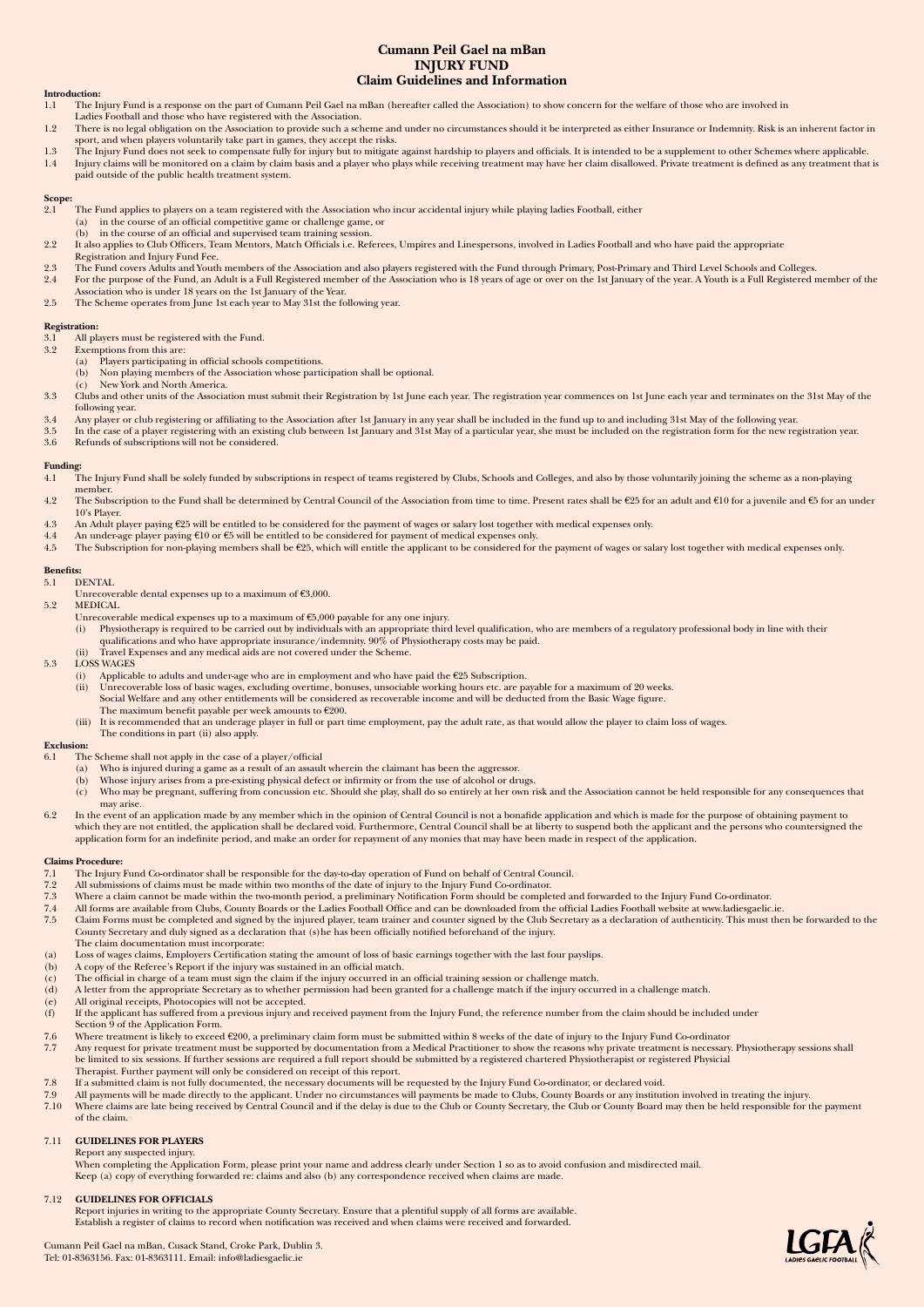# Cumann Peil Gael na mBan
## INJURY FUND
## Claim Guidelines and Information

**Introduction:**

1.1 The Injury Fund is a response on the part of Cumann Peil Gael na mBan (hereafter called the Association) to show concern for the welfare of those who are involved in Ladies Football and those who have registered with the Association.

1.2 There is no legal obligation on the Association to provide such a scheme and under no circumstances should it be interpreted as either Insurance or Indemnity. Risk is an inherent factor in sport, and when players voluntarily take part in games, they accept the risks.

1.3 The Injury Fund does not seek to compensate fully for injury but to mitigate against hardship to players and officials. It is intended to be a supplement to other Schemes where applicable.

1.4 Injury claims will be monitored on a claim by claim basis and a player who plays while receiving treatment may have her claim disallowed. Private treatment is defined as any treatment that is paid outside of the public health treatment system.

**Scope:**

2.1 The Fund applies to players on a team registered with the Association who incur accidental injury while playing ladies Football, either
  (a) in the course of an official competitive game or challenge game, or
  (b) in the course of an official and supervised team training session.

2.2 It also applies to Club Officers, Team Mentors, Match Officials i.e. Referees, Umpires and Linespersons, involved in Ladies Football and who have paid the appropriate Registration and Injury Fund Fee.

2.3 The Fund covers Adults and Youth members of the Association and also players registered with the Fund through Primary, Post-Primary and Third Level Schools and Colleges.

2.4 For the purpose of the Fund, an Adult is a Full Registered member of the Association who is 18 years of age or over on the 1st January of the year. A Youth is a Full Registered member of the Association who is under 18 years on the 1st January of the Year.

2.5 The Scheme operates from June 1st each year to May 31st the following year.

**Registration:**

3.1 All players must be registered with the Fund.

3.2 Exemptions from this are:
  (a) Players participating in official schools competitions.
  (b) Non playing members of the Association whose participation shall be optional.
  (c) New York and North America.

3.3 Clubs and other units of the Association must submit their Registration by 1st June each year. The registration year commences on 1st June each year and terminates on the 31st May of the following year.

3.4 Any player or club registering or affiliating to the Association after 1st January in any year shall be included in the fund up to and including 31st May of the following year.

3.5 In the case of a player registering with an existing club between 1st January and 31st May of a particular year, she must be included on the registration form for the new registration year.

3.6 Refunds of subscriptions will not be considered.

**Funding:**

4.1 The Injury Fund shall be solely funded by subscriptions in respect of teams registered by Clubs, Schools and Colleges, and also by those voluntarily joining the scheme as a non-playing member.

4.2 The Subscription to the Fund shall be determined by Central Council of the Association from time to time. Present rates shall be €25 for an adult and €10 for a juvenile and €5 for an under 10's Player.

4.3 An Adult player paying €25 will be entitled to be considered for the payment of wages or salary lost together with medical expenses only.

4.4 An under-age player paying €10 or €5 will be entitled to be considered for payment of medical expenses only.

4.5 The Subscription for non-playing members shall be €25, which will entitle the applicant to be considered for the payment of wages or salary lost together with medical expenses only.

**Benefits:**

5.1 DENTAL
Unrecoverable dental expenses up to a maximum of €3,000.

5.2 MEDICAL
Unrecoverable medical expenses up to a maximum of €5,000 payable for any one injury.
  (i) Physiotherapy is required to be carried out by individuals with an appropriate third level qualification, who are members of a regulatory professional body in line with their qualifications and who have appropriate insurance/indemnity. 90% of Physiotherapy costs may be paid.
  (ii) Travel Expenses and any medical aids are not covered under the Scheme.

5.3 LOSS WAGES
  (i) Applicable to adults and under-age who are in employment and who have paid the €25 Subscription.
  (ii) Unrecoverable loss of basic wages, excluding overtime, bonuses, unsociable working hours etc. are payable for a maximum of 20 weeks. Social Welfare and any other entitlements will be considered as recoverable income and will be deducted from the Basic Wage figure. The maximum benefit payable per week amounts to €200.
  (iii) It is recommended that an underage player in full or part time employment, pay the adult rate, as that would allow the player to claim loss of wages. The conditions in part (ii) also apply.

**Exclusion:**

6.1 The Scheme shall not apply in the case of a player/official
  (a) Who is injured during a game as a result of an assault wherein the claimant has been the aggressor.
  (b) Whose injury arises from a pre-existing physical defect or infirmity or from the use of alcohol or drugs.
  (c) Who may be pregnant, suffering from concussion etc. Should she play, shall do so entirely at her own risk and the Association cannot be held responsible for any consequences that may arise.

6.2 In the event of an application made by any member which in the opinion of Central Council is not a bonafide application and which is made for the purpose of obtaining payment to which they are not entitled, the application shall be declared void. Furthermore, Central Council shall be at liberty to suspend both the applicant and the persons who countersigned the application form for an indefinite period, and make an order for repayment of any monies that may have been made in respect of the application.

**Claims Procedure:**

7.1 The Injury Fund Co-ordinator shall be responsible for the day-to-day operation of Fund on behalf of Central Council.

7.2 All submissions of claims must be made within two months of the date of injury to the Injury Fund Co-ordinator.

7.3 Where a claim cannot be made within the two-month period, a preliminary Notification Form should be completed and forwarded to the Injury Fund Co-ordinator.

7.4 All forms are available from Clubs, County Boards or the Ladies Football Office and can be downloaded from the official Ladies Football website at www.ladiesgaelic.ie.

7.5 Claim Forms must be completed and signed by the injured player, team trainer and counter signed by the Club Secretary as a declaration of authenticity. This must then be forwarded to the County Secretary and duly signed as a declaration that (s)he has been officially notified beforehand of the injury.
The claim documentation must incorporate:

(a) Loss of wages claims, Employers Certification stating the amount of loss of basic earnings together with the last four payslips.
(b) A copy of the Referee's Report if the injury was sustained in an official match.
(c) The official in charge of a team must sign the claim if the injury occurred in an official training session or challenge match.
(d) A letter from the appropriate Secretary as to whether permission had been granted for a challenge match if the injury occurred in a challenge match.
(e) All original receipts, Photocopies will not be accepted.
(f) If the applicant has suffered from a previous injury and received payment from the Injury Fund, the reference number from the claim should be included under Section 9 of the Application Form.

7.6 Where treatment is likely to exceed €200, a preliminary claim form must be submitted within 8 weeks of the date of injury to the Injury Fund Co-ordinator

7.7 Any request for private treatment must be supported by documentation from a Medical Practitioner to show the reasons why private treatment is necessary. Physiotherapy sessions shall be limited to six sessions. If further sessions are required a full report should be submitted by a registered chartered Physiotherapist or registered Physical Therapist. Further payment will only be considered on receipt of this report.

7.8 If a submitted claim is not fully documented, the necessary documents will be requested by the Injury Fund Co-ordinator, or declared void.

7.9 All payments will be made directly to the applicant. Under no circumstances will payments be made to Clubs, County Boards or any institution involved in treating the injury.

7.10 Where claims are late being received by Central Council and if the delay is due to the Club or County Secretary, the Club or County Board may then be held responsible for the payment of the claim.

7.11 **GUIDELINES FOR PLAYERS**
Report any suspected injury.
When completing the Application Form, please print your name and address clearly under Section 1 so as to avoid confusion and misdirected mail.
Keep (a) copy of everything forwarded re: claims and also (b) any correspondence received when claims are made.

7.12 **GUIDELINES FOR OFFICIALS**
Report injuries in writing to the appropriate County Secretary. Ensure that a plentiful supply of all forms are available.
Establish a register of claims to record when notification was received and when claims were received and forwarded.

Cumann Peil Gael na mBan, Cusack Stand, Croke Park, Dublin 3.
Tel: 01-8363156. Fax: 01-8363111. Email: info@ladiesgaelic.ie

LGFA
LADIES GAELIC FOOTBALL